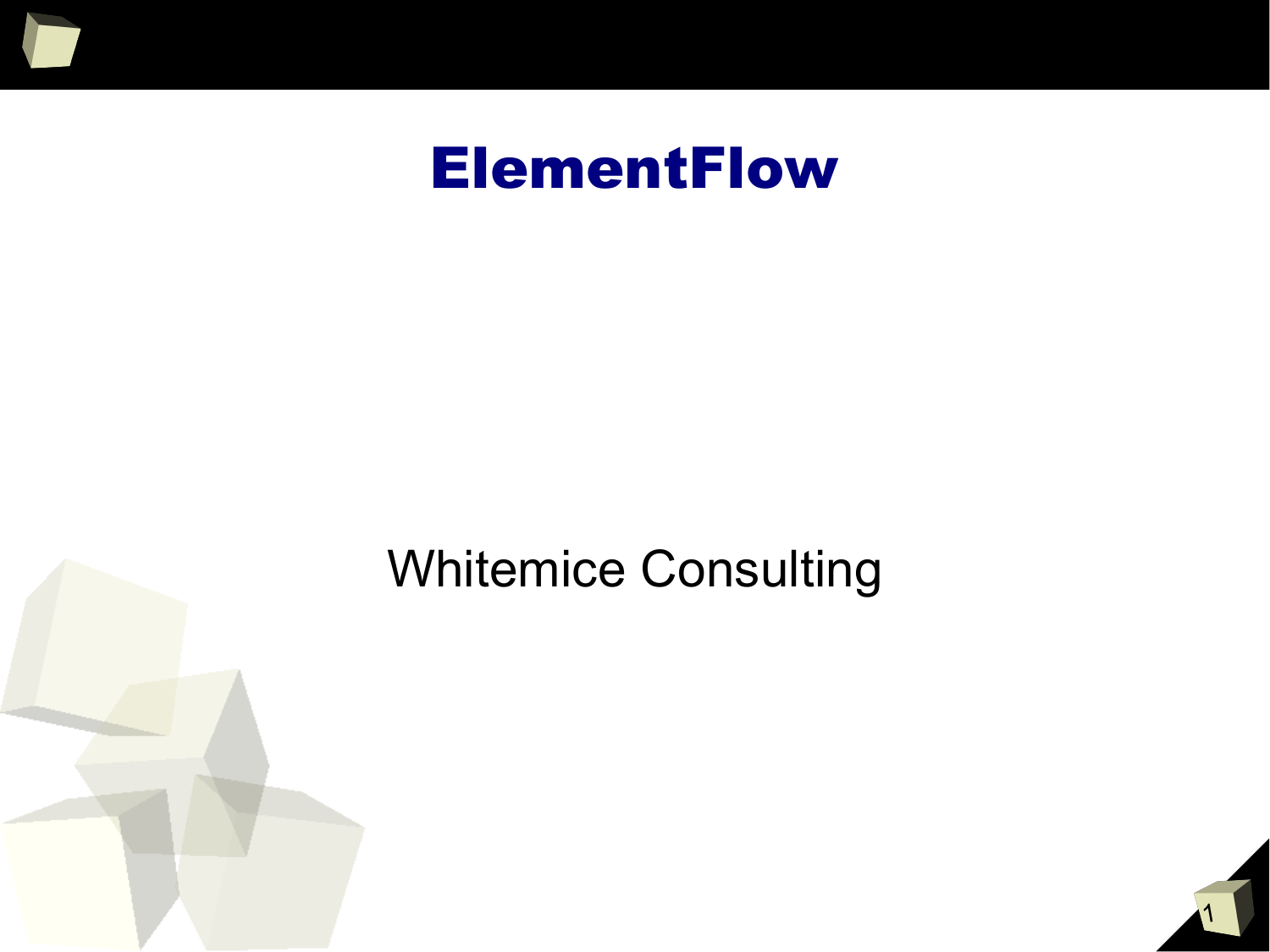# ElementFlow

Whitemice Consulting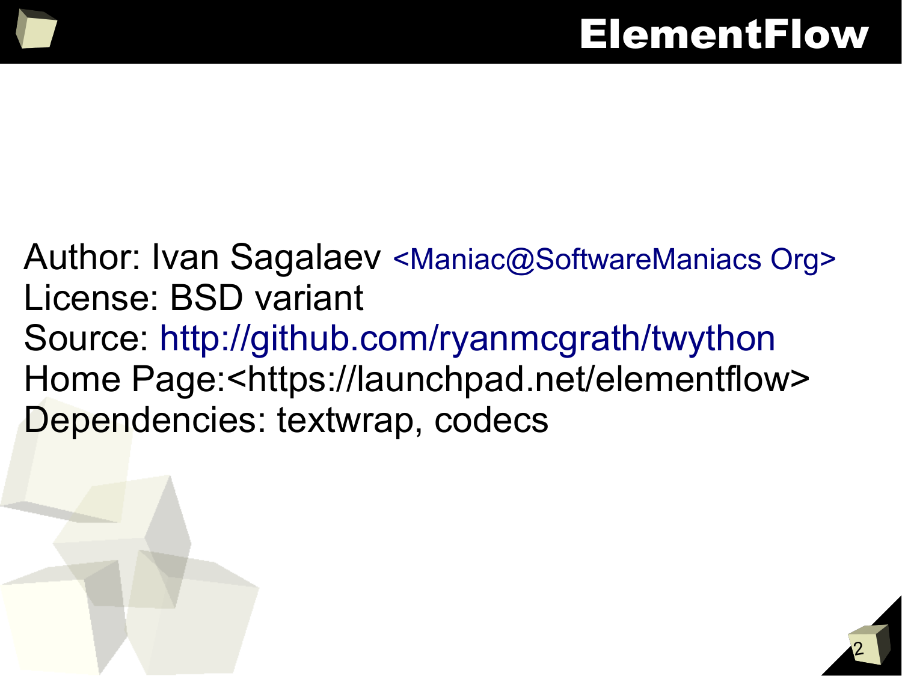# ElementFlow

Author: Ivan Sagalaev <Maniac@SoftwareManiacs Org>
License: BSD variant
Source: http://github.com/ryanmcgrath/twython
Home Page:<https://launchpad.net/elementflow>
Dependencies: textwrap, codecs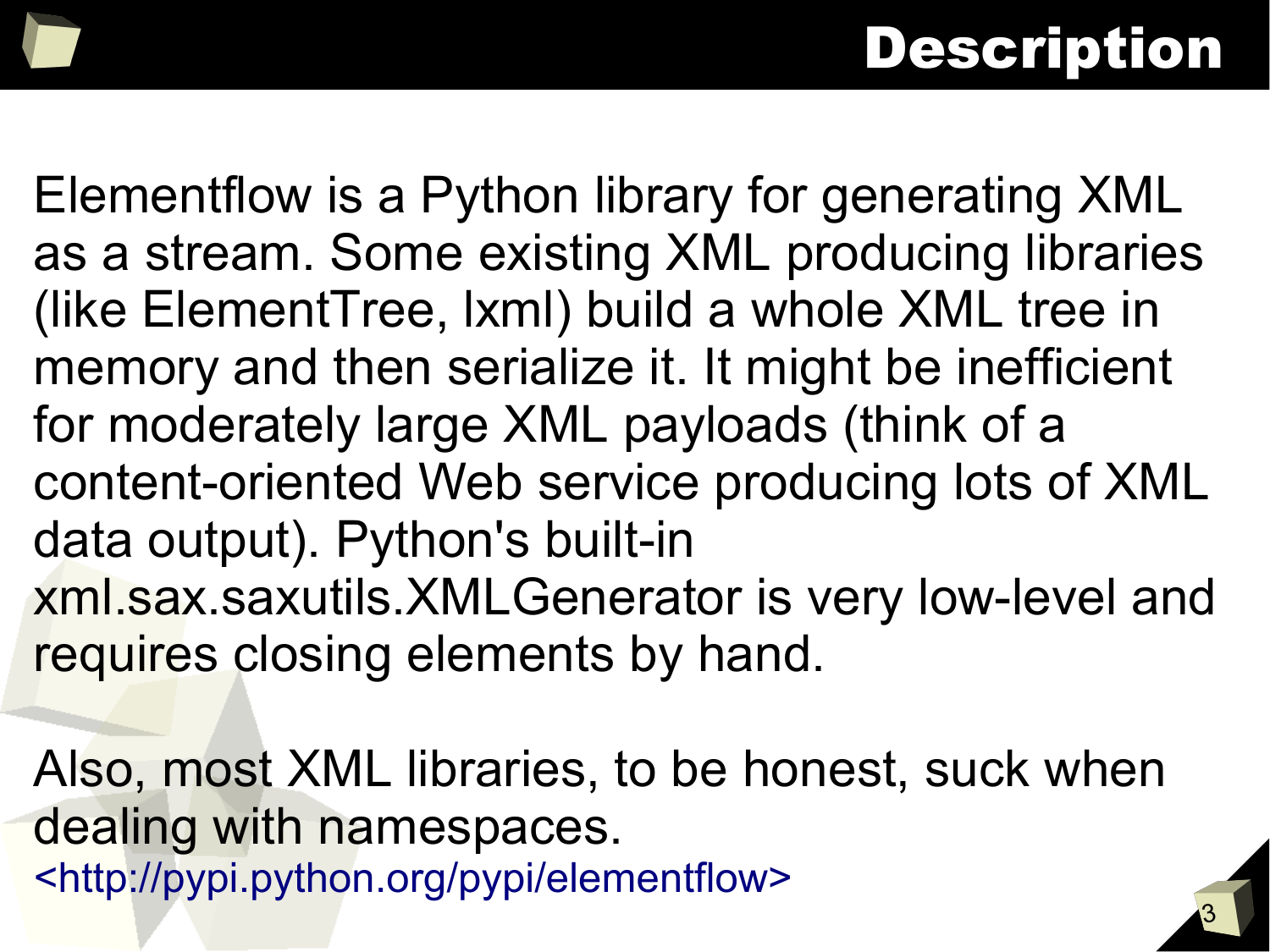# Description

Elementflow is a Python library for generating XML as a stream. Some existing XML producing libraries (like ElementTree, lxml) build a whole XML tree in memory and then serialize it. It might be inefficient for moderately large XML payloads (think of a content-oriented Web service producing lots of XML data output). Python's built-in xml.sax.saxutils.XMLGenerator is very low-level and requires closing elements by hand.

Also, most XML libraries, to be honest, suck when dealing with namespaces.

<http://pypi.python.org/pypi/elementflow>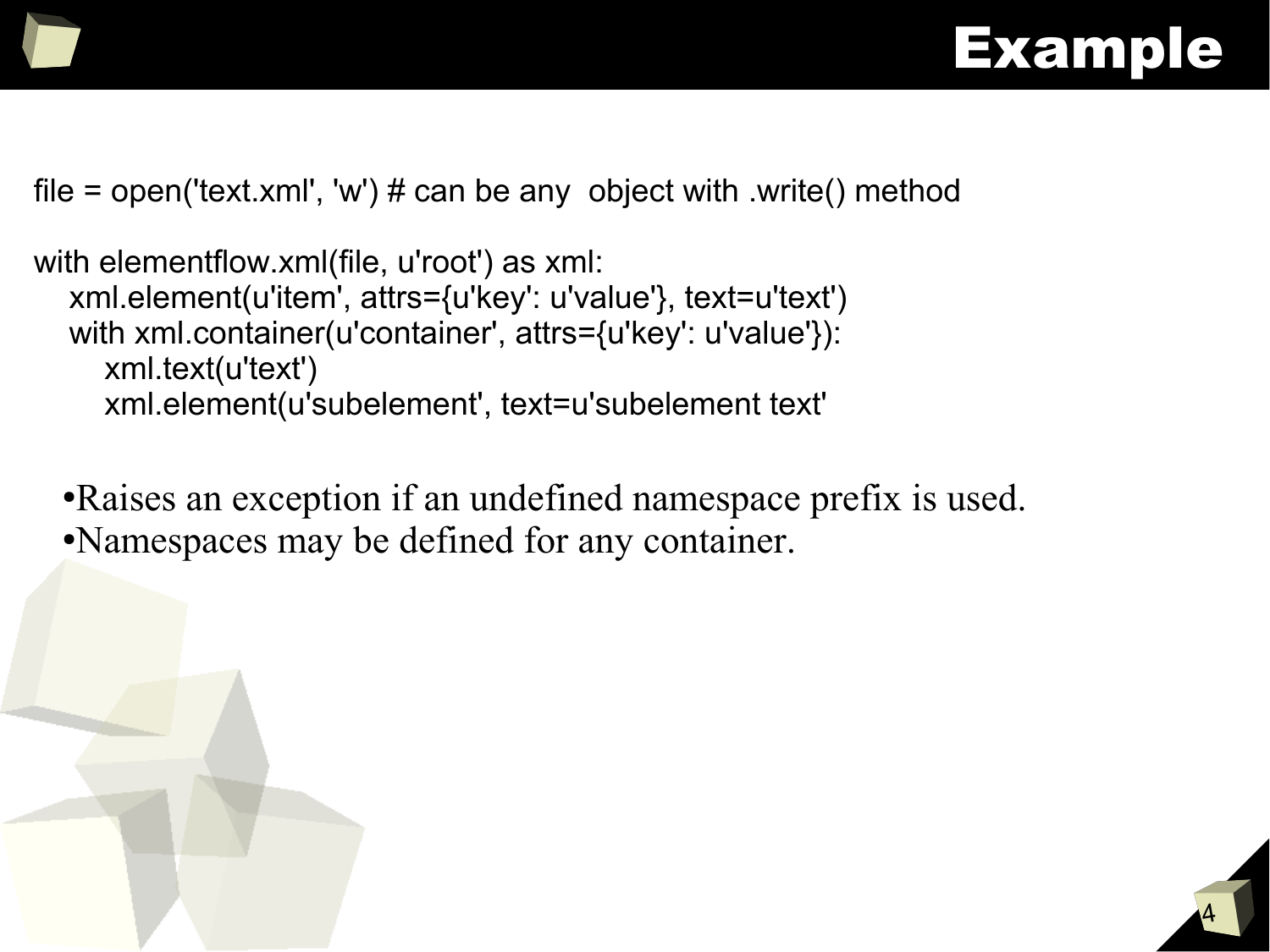# Example

```
file = open('text.xml', 'w') # can be any  object with .write() method

with elementflow.xml(file, u'root') as xml:
    xml.element(u'item', attrs={u'key': u'value'}, text=u'text')
    with xml.container(u'container', attrs={u'key': u'value'}):
        xml.text(u'text')
        xml.element(u'subelement', text=u'subelement text'
```

- Raises an exception if an undefined namespace prefix is used.
- Namespaces may be defined for any container.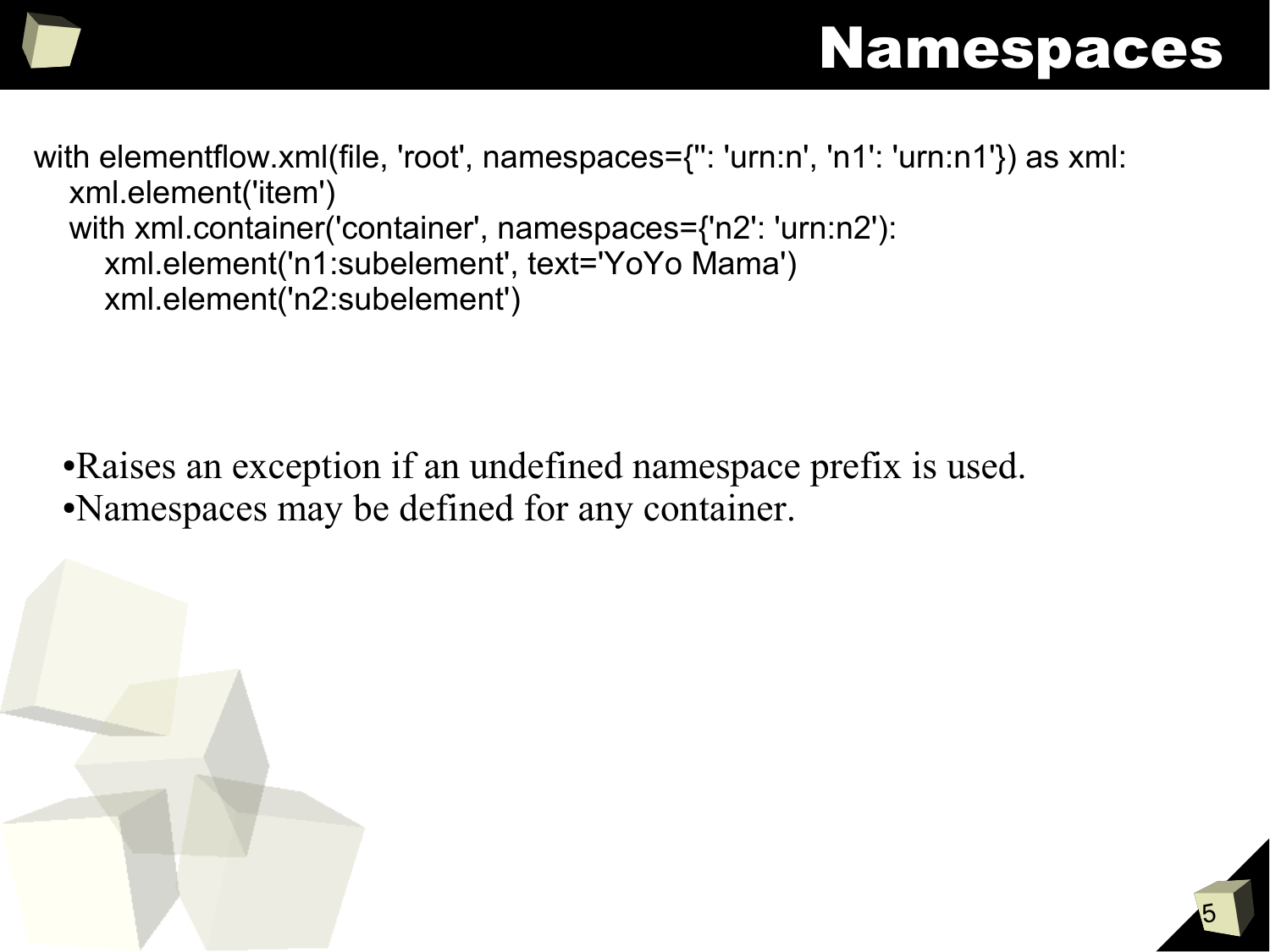# Namespaces

```
with elementflow.xml(file, 'root', namespaces={'': 'urn:n', 'n1': 'urn:n1'}) as xml:
    xml.element('item')
    with xml.container('container', namespaces={'n2': 'urn:n2'):
        xml.element('n1:subelement', text='YoYo Mama')
        xml.element('n2:subelement')
```

- Raises an exception if an undefined namespace prefix is used.
- Namespaces may be defined for any container.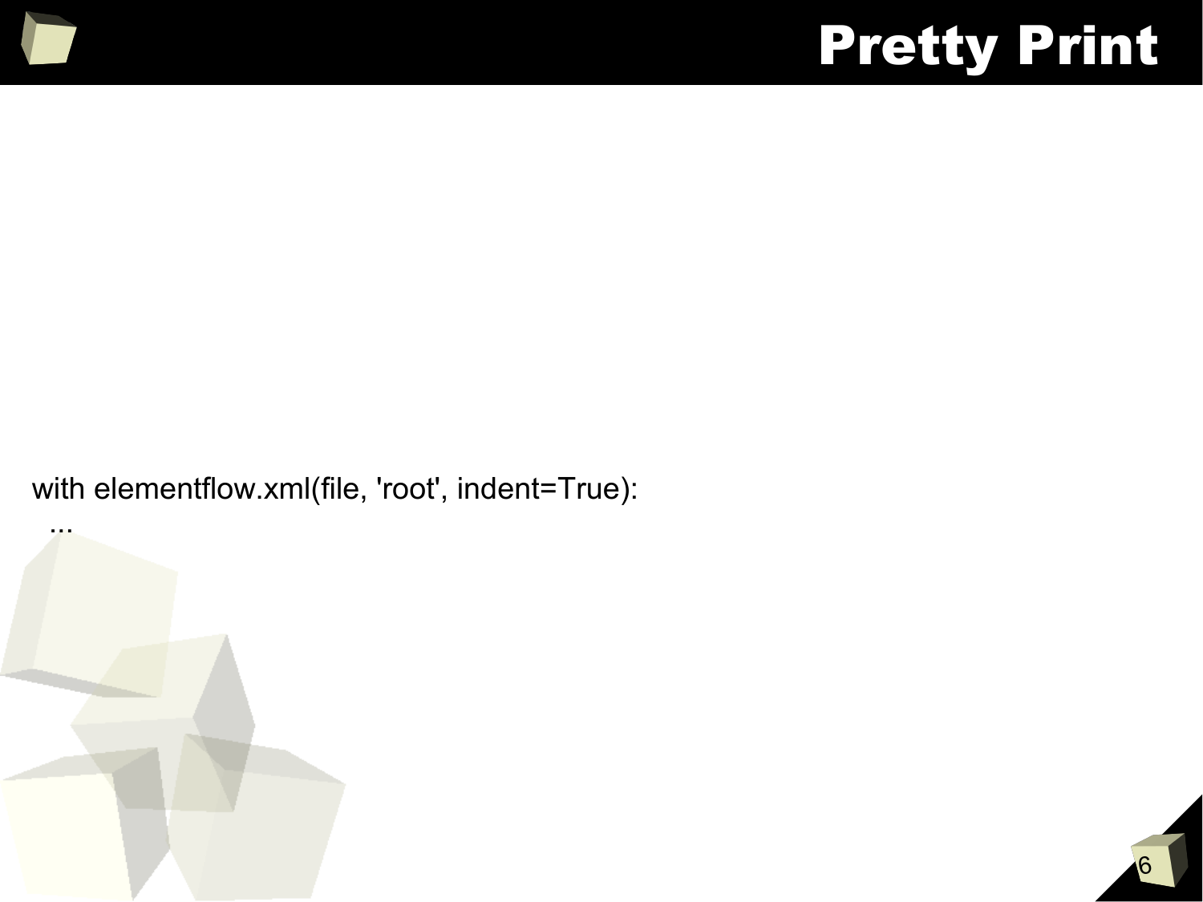# Pretty Print

```
with elementflow.xml(file, 'root', indent=True):
  ...
```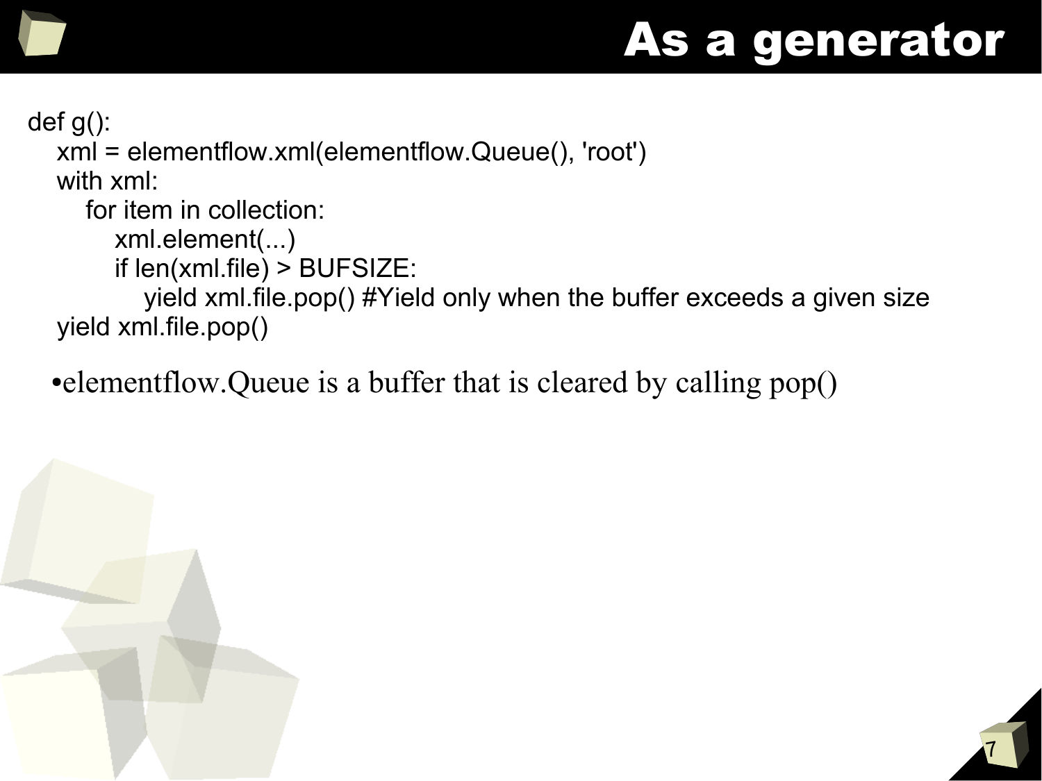# As a generator

```
def g():
    xml = elementflow.xml(elementflow.Queue(), 'root')
    with xml:
        for item in collection:
            xml.element(...)
            if len(xml.file) > BUFSIZE:
                yield xml.file.pop() #Yield only when the buffer exceeds a given size
    yield xml.file.pop()
```

- elementflow.Queue is a buffer that is cleared by calling pop()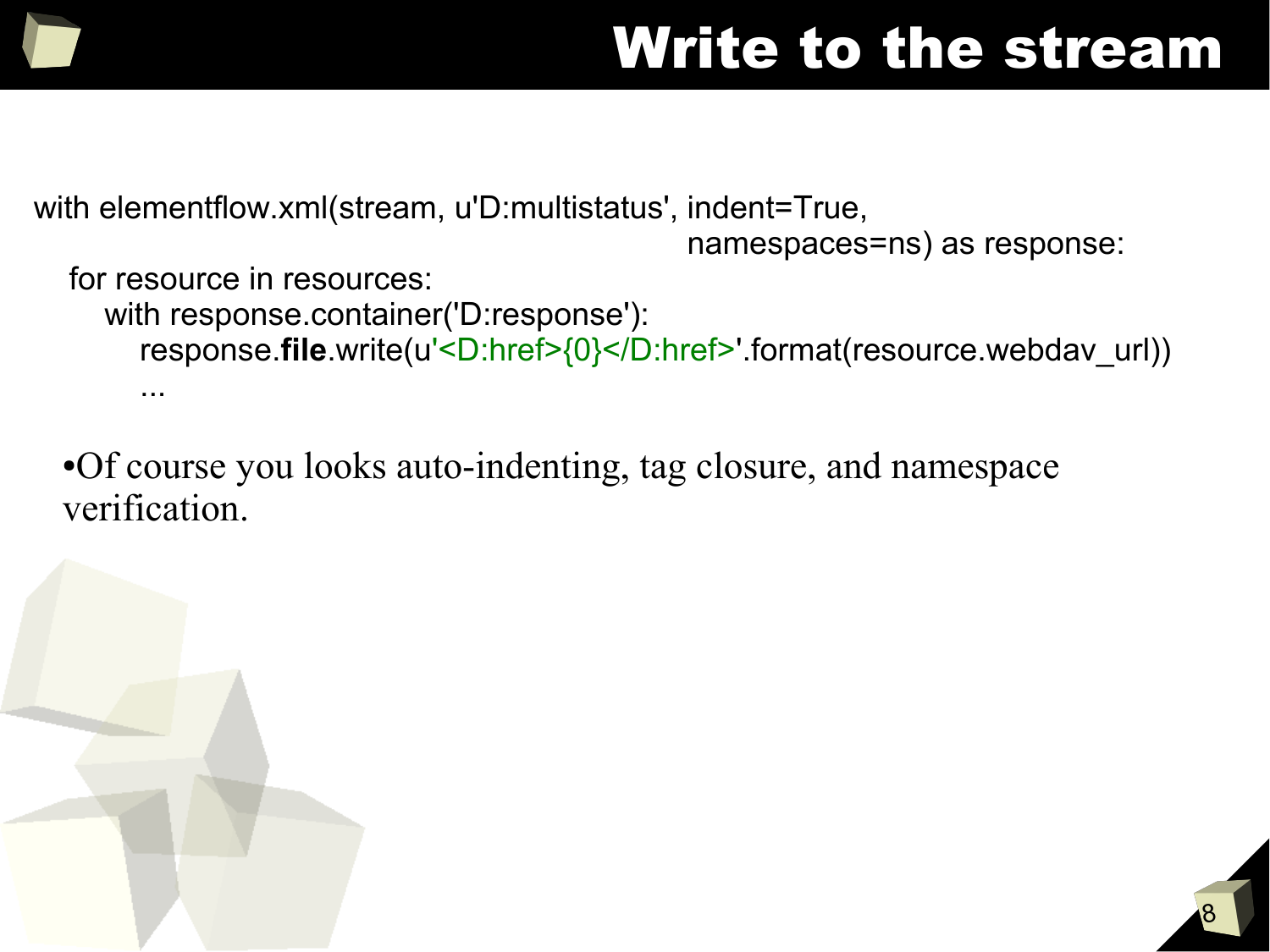# Write to the stream

```
with elementflow.xml(stream, u'D:multistatus', indent=True,
                                                namespaces=ns) as response:
    for resource in resources:
        with response.container('D:response'):
            response.file.write(u'<D:href>{0}</D:href>'.format(resource.webdav_url))
            ...
```

- Of course you looks auto-indenting, tag closure, and namespace verification.